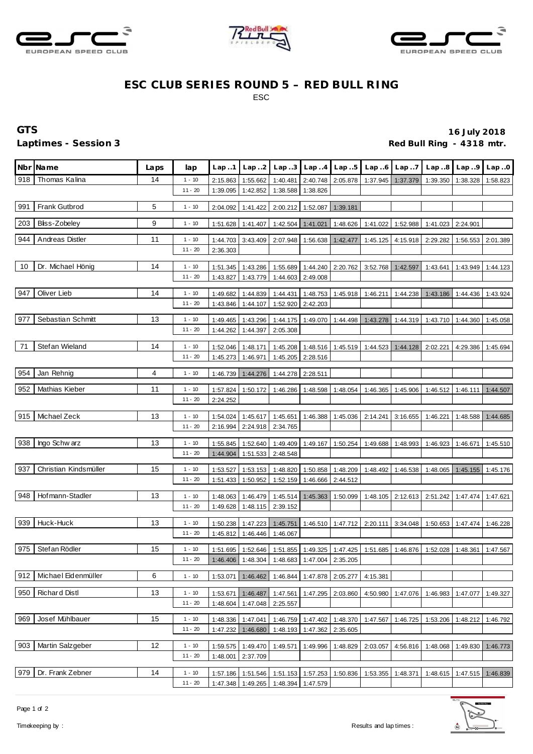# ESC CLUB SERIES ROUND 5 – RED BULL RING

ESC

## GTS

**Laptimes - Session 3**

**16 July 2018**

**Red Bull Ring - 4318 mtr.**

| Nbr | Name | Laps | lap | Lap..1 | Lap..2 | Lap..3 | Lap..4 | Lap..5 | Lap..6 | Lap..7 | Lap..8 | Lap..9 | Lap..0 |
|---|---|---|---|---|---|---|---|---|---|---|---|---|---|
| 918 | Thomas Kalina | 14 | 1 - 10 | 2:15.863 | 1:55.662 | 1:40.481 | 2:40.748 | 2:05.878 | 1:37.945 | 1:37.379 | 1:39.350 | 1:38.328 | 1:58.823 |
| | | | 11 - 20 | 1:39.095 | 1:42.852 | 1:38.588 | 1:38.826 | | | | | | |
| 991 | Frank Gutbrod | 5 | 1 - 10 | 2:04.092 | 1:41.422 | 2:00.212 | 1:52.087 | 1:39.181 | | | | | |
| 203 | Bliss-Zobeley | 9 | 1 - 10 | 1:51.628 | 1:41.407 | 1:42.504 | 1:41.021 | 1:48.626 | 1:41.022 | 1:52.988 | 1:41.023 | 2:24.901 | |
| 944 | Andreas Distler | 11 | 1 - 10 | 1:44.703 | 3:43.409 | 2:07.948 | 1:56.638 | 1:42.477 | 1:45.125 | 4:15.918 | 2:29.282 | 1:56.553 | 2:01.389 |
| | | | 11 - 20 | 2:36.303 | | | | | | | | | |
| 10 | Dr. Michael Hönig | 14 | 1 - 10 | 1:51.345 | 1:43.286 | 1:55.689 | 1:44.240 | 2:20.762 | 3:52.768 | 1:42.597 | 1:43.641 | 1:43.949 | 1:44.123 |
| | | | 11 - 20 | 1:43.827 | 1:43.779 | 1:44.603 | 2:49.008 | | | | | | |
| 947 | Oliver Lieb | 14 | 1 - 10 | 1:49.682 | 1:44.839 | 1:44.431 | 1:48.753 | 1:45.918 | 1:46.211 | 1:44.238 | 1:43.186 | 1:44.436 | 1:43.924 |
| | | | 11 - 20 | 1:43.846 | 1:44.107 | 1:52.920 | 2:42.203 | | | | | | |
| 977 | Sebastian Schmitt | 13 | 1 - 10 | 1:49.465 | 1:43.296 | 1:44.175 | 1:49.070 | 1:44.498 | 1:43.278 | 1:44.319 | 1:43.710 | 1:44.360 | 1:45.058 |
| | | | 11 - 20 | 1:44.262 | 1:44.397 | 2:05.308 | | | | | | | |
| 71 | Stefan Wieland | 14 | 1 - 10 | 1:52.046 | 1:48.171 | 1:45.208 | 1:48.516 | 1:45.519 | 1:44.523 | 1:44.128 | 2:02.221 | 4:29.386 | 1:45.694 |
| | | | 11 - 20 | 1:45.273 | 1:46.971 | 1:45.205 | 2:28.516 | | | | | | |
| 954 | Jan Rehnig | 4 | 1 - 10 | 1:46.739 | 1:44.276 | 1:44.278 | 2:28.511 | | | | | | |
| 952 | Mathias Kieber | 11 | 1 - 10 | 1:57.824 | 1:50.172 | 1:46.286 | 1:48.598 | 1:48.054 | 1:46.365 | 1:45.906 | 1:46.512 | 1:46.111 | 1:44.507 |
| | | | 11 - 20 | 2:24.252 | | | | | | | | | |
| 915 | Michael Zeck | 13 | 1 - 10 | 1:54.024 | 1:45.617 | 1:45.651 | 1:46.388 | 1:45.036 | 2:14.241 | 3:16.655 | 1:46.221 | 1:48.588 | 1:44.685 |
| | | | 11 - 20 | 2:16.994 | 2:24.918 | 2:34.765 | | | | | | | |
| 938 | Ingo Schwarz | 13 | 1 - 10 | 1:55.845 | 1:52.640 | 1:49.409 | 1:49.167 | 1:50.254 | 1:49.688 | 1:48.993 | 1:46.923 | 1:46.671 | 1:45.510 |
| | | | 11 - 20 | 1:44.904 | 1:51.533 | 2:48.548 | | | | | | | |
| 937 | Christian Kindsmüller | 15 | 1 - 10 | 1:53.527 | 1:53.153 | 1:48.820 | 1:50.858 | 1:48.209 | 1:48.492 | 1:46.538 | 1:48.065 | 1:45.155 | 1:45.176 |
| | | | 11 - 20 | 1:51.433 | 1:50.952 | 1:52.159 | 1:46.666 | 2:44.512 | | | | | |
| 948 | Hofmann-Stadler | 13 | 1 - 10 | 1:48.063 | 1:46.479 | 1:45.514 | 1:45.363 | 1:50.099 | 1:48.105 | 2:12.613 | 2:51.242 | 1:47.474 | 1:47.621 |
| | | | 11 - 20 | 1:49.628 | 1:48.115 | 2:39.152 | | | | | | | |
| 939 | Huck-Huck | 13 | 1 - 10 | 1:50.238 | 1:47.223 | 1:45.751 | 1:46.510 | 1:47.712 | 2:20.111 | 3:34.048 | 1:50.653 | 1:47.474 | 1:46.228 |
| | | | 11 - 20 | 1:45.812 | 1:46.446 | 1:46.067 | | | | | | | |
| 975 | Stefan Rödler | 15 | 1 - 10 | 1:51.695 | 1:52.646 | 1:51.855 | 1:49.325 | 1:47.425 | 1:51.685 | 1:46.876 | 1:52.028 | 1:48.361 | 1:47.567 |
| | | | 11 - 20 | 1:46.406 | 1:48.304 | 1:48.683 | 1:47.004 | 2:35.205 | | | | | |
| 912 | Michael Eidenmüller | 6 | 1 - 10 | 1:53.071 | 1:46.462 | 1:46.844 | 1:47.878 | 2:05.277 | 4:15.381 | | | | |
| 950 | Richard Distl | 13 | 1 - 10 | 1:53.671 | 1:46.487 | 1:47.561 | 1:47.295 | 2:03.860 | 4:50.980 | 1:47.076 | 1:46.983 | 1:47.077 | 1:49.327 |
| | | | 11 - 20 | 1:48.604 | 1:47.048 | 2:25.557 | | | | | | | |
| 969 | Josef Mühlbauer | 15 | 1 - 10 | 1:48.336 | 1:47.041 | 1:46.759 | 1:47.402 | 1:48.370 | 1:47.567 | 1:46.725 | 1:53.206 | 1:48.212 | 1:46.792 |
| | | | 11 - 20 | 1:47.232 | 1:46.680 | 1:48.193 | 1:47.362 | 2:35.605 | | | | | |
| 903 | Martin Salzgeber | 12 | 1 - 10 | 1:59.575 | 1:49.470 | 1:49.571 | 1:49.996 | 1:48.829 | 2:03.057 | 4:56.816 | 1:48.068 | 1:49.830 | 1:46.773 |
| | | | 11 - 20 | 1:48.001 | 2:37.709 | | | | | | | | |
| 979 | Dr. Frank Zebner | 14 | 1 - 10 | 1:57.186 | 1:51.546 | 1:51.153 | 1:57.253 | 1:50.836 | 1:53.355 | 1:48.371 | 1:48.615 | 1:47.515 | 1:46.839 |
| | | | 11 - 20 | 1:47.348 | 1:49.265 | 1:48.394 | 1:47.579 | | | | | | |

Timekeeping by :

Results and lap times :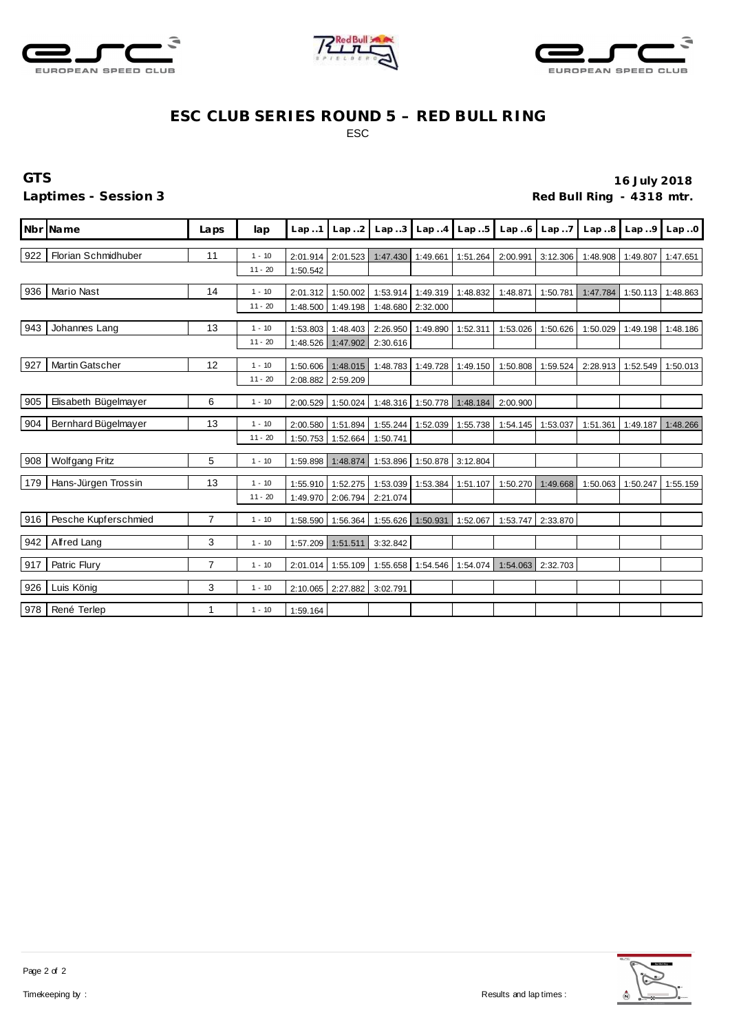# ESC CLUB SERIES ROUND 5 – RED BULL RING

ESC

## GTS

**Laptimes - Session 3**

**16 July 2018**

**Red Bull Ring - 4318 mtr.**

| Nbr | Name | Laps | lap | Lap ..1 | Lap ..2 | Lap ..3 | Lap ..4 | Lap ..5 | Lap ..6 | Lap ..7 | Lap ..8 | Lap ..9 | Lap ..0 |
|---|---|---|---|---|---|---|---|---|---|---|---|---|---|
| 922 | Florian Schmidhuber | 11 | 1 - 10 | 2:01.914 | 2:01.523 | 1:47.430 | 1:49.661 | 1:51.264 | 2:00.991 | 3:12.306 | 1:48.908 | 1:49.807 | 1:47.651 |
| | | | 11 - 20 | 1:50.542 | | | | | | | | | |
| 936 | Mario Nast | 14 | 1 - 10 | 2:01.312 | 1:50.002 | 1:53.914 | 1:49.319 | 1:48.832 | 1:48.871 | 1:50.781 | 1:47.784 | 1:50.113 | 1:48.863 |
| | | | 11 - 20 | 1:48.500 | 1:49.198 | 1:48.680 | 2:32.000 | | | | | | |
| 943 | Johannes Lang | 13 | 1 - 10 | 1:53.803 | 1:48.403 | 2:26.950 | 1:49.890 | 1:52.311 | 1:53.026 | 1:50.626 | 1:50.029 | 1:49.198 | 1:48.186 |
| | | | 11 - 20 | 1:48.526 | 1:47.902 | 2:30.616 | | | | | | | |
| 927 | Martin Gatscher | 12 | 1 - 10 | 1:50.606 | 1:48.015 | 1:48.783 | 1:49.728 | 1:49.150 | 1:50.808 | 1:59.524 | 2:28.913 | 1:52.549 | 1:50.013 |
| | | | 11 - 20 | 2:08.882 | 2:59.209 | | | | | | | | |
| 905 | Elisabeth Bügelmayer | 6 | 1 - 10 | 2:00.529 | 1:50.024 | 1:48.316 | 1:50.778 | 1:48.184 | 2:00.900 | | | | |
| 904 | Bernhard Bügelmayer | 13 | 1 - 10 | 2:00.580 | 1:51.894 | 1:55.244 | 1:52.039 | 1:55.738 | 1:54.145 | 1:53.037 | 1:51.361 | 1:49.187 | 1:48.266 |
| | | | 11 - 20 | 1:50.753 | 1:52.664 | 1:50.741 | | | | | | | |
| 908 | Wolfgang Fritz | 5 | 1 - 10 | 1:59.898 | 1:48.874 | 1:53.896 | 1:50.878 | 3:12.804 | | | | | |
| 179 | Hans-Jürgen Trossin | 13 | 1 - 10 | 1:55.910 | 1:52.275 | 1:53.039 | 1:53.384 | 1:51.107 | 1:50.270 | 1:49.668 | 1:50.063 | 1:50.247 | 1:55.159 |
| | | | 11 - 20 | 1:49.970 | 2:06.794 | 2:21.074 | | | | | | | |
| 916 | Pesche Kupferschmied | 7 | 1 - 10 | 1:58.590 | 1:56.364 | 1:55.626 | 1:50.931 | 1:52.067 | 1:53.747 | 2:33.870 | | | |
| 942 | Alfred Lang | 3 | 1 - 10 | 1:57.209 | 1:51.511 | 3:32.842 | | | | | | | |
| 917 | Patric Flury | 7 | 1 - 10 | 2:01.014 | 1:55.109 | 1:55.658 | 1:54.546 | 1:54.074 | 1:54.063 | 2:32.703 | | | |
| 926 | Luis König | 3 | 1 - 10 | 2:10.065 | 2:27.882 | 3:02.791 | | | | | | | |
| 978 | René Terlep | 1 | 1 - 10 | 1:59.164 | | | | | | | | | |

Timekeeping by :

Results and lap times :